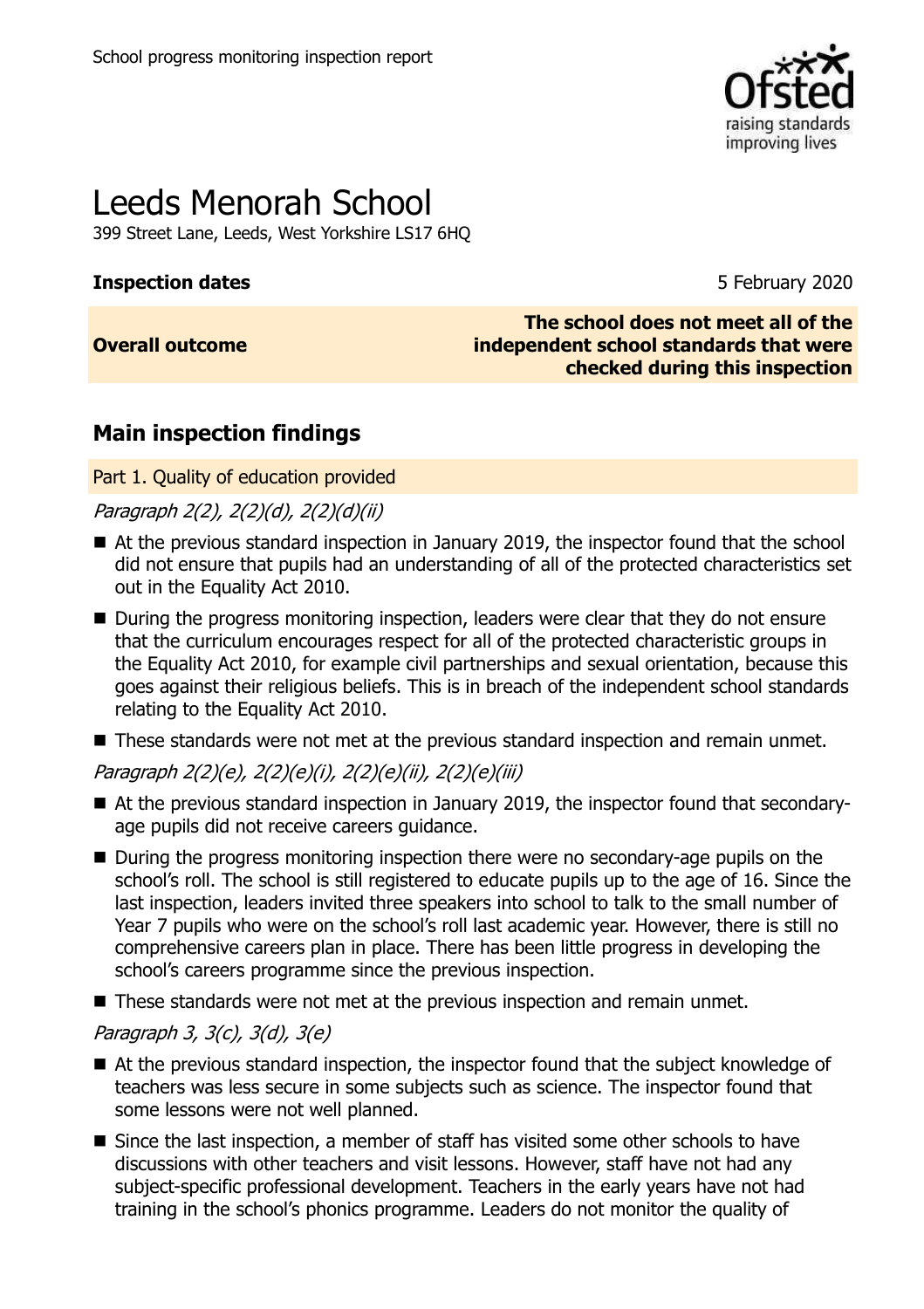School progress monitoring inspection report

# Leeds Menorah School

399 Street Lane, Leeds, West Yorkshire LS17 6HQ

| | |
|---|---|
| **Inspection dates** | 5 February 2020 |
| **Overall outcome** | **The school does not meet all of the independent school standards that were checked during this inspection** |

## Main inspection findings

### Part 1. Quality of education provided

*Paragraph 2(2), 2(2)(d), 2(2)(d)(ii)*

- At the previous standard inspection in January 2019, the inspector found that the school did not ensure that pupils had an understanding of all of the protected characteristics set out in the Equality Act 2010.
- During the progress monitoring inspection, leaders were clear that they do not ensure that the curriculum encourages respect for all of the protected characteristic groups in the Equality Act 2010, for example civil partnerships and sexual orientation, because this goes against their religious beliefs. This is in breach of the independent school standards relating to the Equality Act 2010.
- These standards were not met at the previous standard inspection and remain unmet.

*Paragraph 2(2)(e), 2(2)(e)(i), 2(2)(e)(ii), 2(2)(e)(iii)*

- At the previous standard inspection in January 2019, the inspector found that secondary-age pupils did not receive careers guidance.
- During the progress monitoring inspection there were no secondary-age pupils on the school's roll. The school is still registered to educate pupils up to the age of 16. Since the last inspection, leaders invited three speakers into school to talk to the small number of Year 7 pupils who were on the school's roll last academic year. However, there is still no comprehensive careers plan in place. There has been little progress in developing the school's careers programme since the previous inspection.
- These standards were not met at the previous inspection and remain unmet.

*Paragraph 3, 3(c), 3(d), 3(e)*

- At the previous standard inspection, the inspector found that the subject knowledge of teachers was less secure in some subjects such as science. The inspector found that some lessons were not well planned.
- Since the last inspection, a member of staff has visited some other schools to have discussions with other teachers and visit lessons. However, staff have not had any subject-specific professional development. Teachers in the early years have not had training in the school's phonics programme. Leaders do not monitor the quality of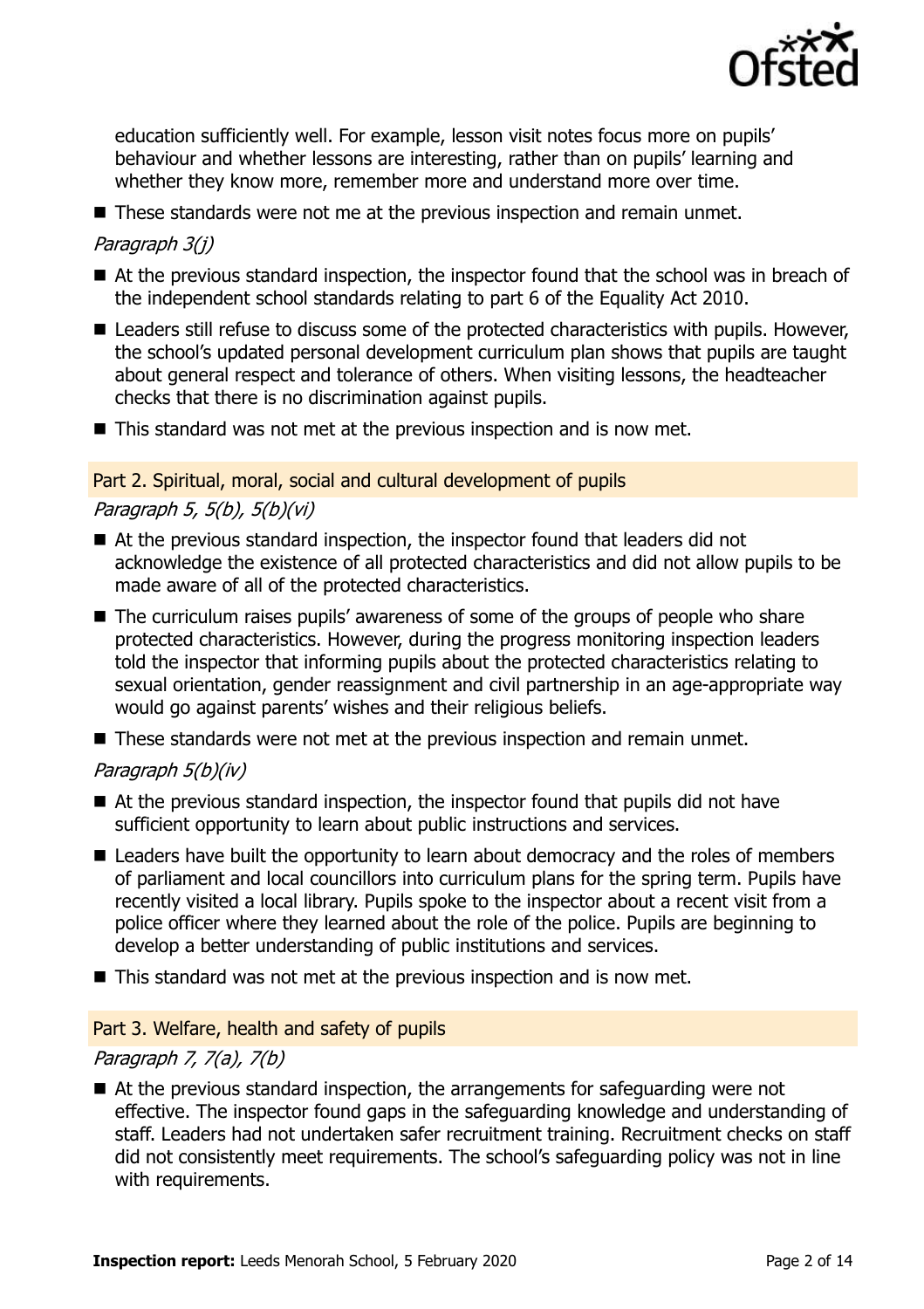education sufficiently well. For example, lesson visit notes focus more on pupils' behaviour and whether lessons are interesting, rather than on pupils' learning and whether they know more, remember more and understand more over time.

- These standards were not me at the previous inspection and remain unmet.

*Paragraph 3(j)*

- At the previous standard inspection, the inspector found that the school was in breach of the independent school standards relating to part 6 of the Equality Act 2010.
- Leaders still refuse to discuss some of the protected characteristics with pupils. However, the school's updated personal development curriculum plan shows that pupils are taught about general respect and tolerance of others. When visiting lessons, the headteacher checks that there is no discrimination against pupils.
- This standard was not met at the previous inspection and is now met.

## Part 2. Spiritual, moral, social and cultural development of pupils

*Paragraph 5, 5(b), 5(b)(vi)*

- At the previous standard inspection, the inspector found that leaders did not acknowledge the existence of all protected characteristics and did not allow pupils to be made aware of all of the protected characteristics.
- The curriculum raises pupils' awareness of some of the groups of people who share protected characteristics. However, during the progress monitoring inspection leaders told the inspector that informing pupils about the protected characteristics relating to sexual orientation, gender reassignment and civil partnership in an age-appropriate way would go against parents' wishes and their religious beliefs.
- These standards were not met at the previous inspection and remain unmet.

*Paragraph 5(b)(iv)*

- At the previous standard inspection, the inspector found that pupils did not have sufficient opportunity to learn about public instructions and services.
- Leaders have built the opportunity to learn about democracy and the roles of members of parliament and local councillors into curriculum plans for the spring term. Pupils have recently visited a local library. Pupils spoke to the inspector about a recent visit from a police officer where they learned about the role of the police. Pupils are beginning to develop a better understanding of public institutions and services.
- This standard was not met at the previous inspection and is now met.

## Part 3. Welfare, health and safety of pupils

*Paragraph 7, 7(a), 7(b)*

- At the previous standard inspection, the arrangements for safeguarding were not effective. The inspector found gaps in the safeguarding knowledge and understanding of staff. Leaders had not undertaken safer recruitment training. Recruitment checks on staff did not consistently meet requirements. The school's safeguarding policy was not in line with requirements.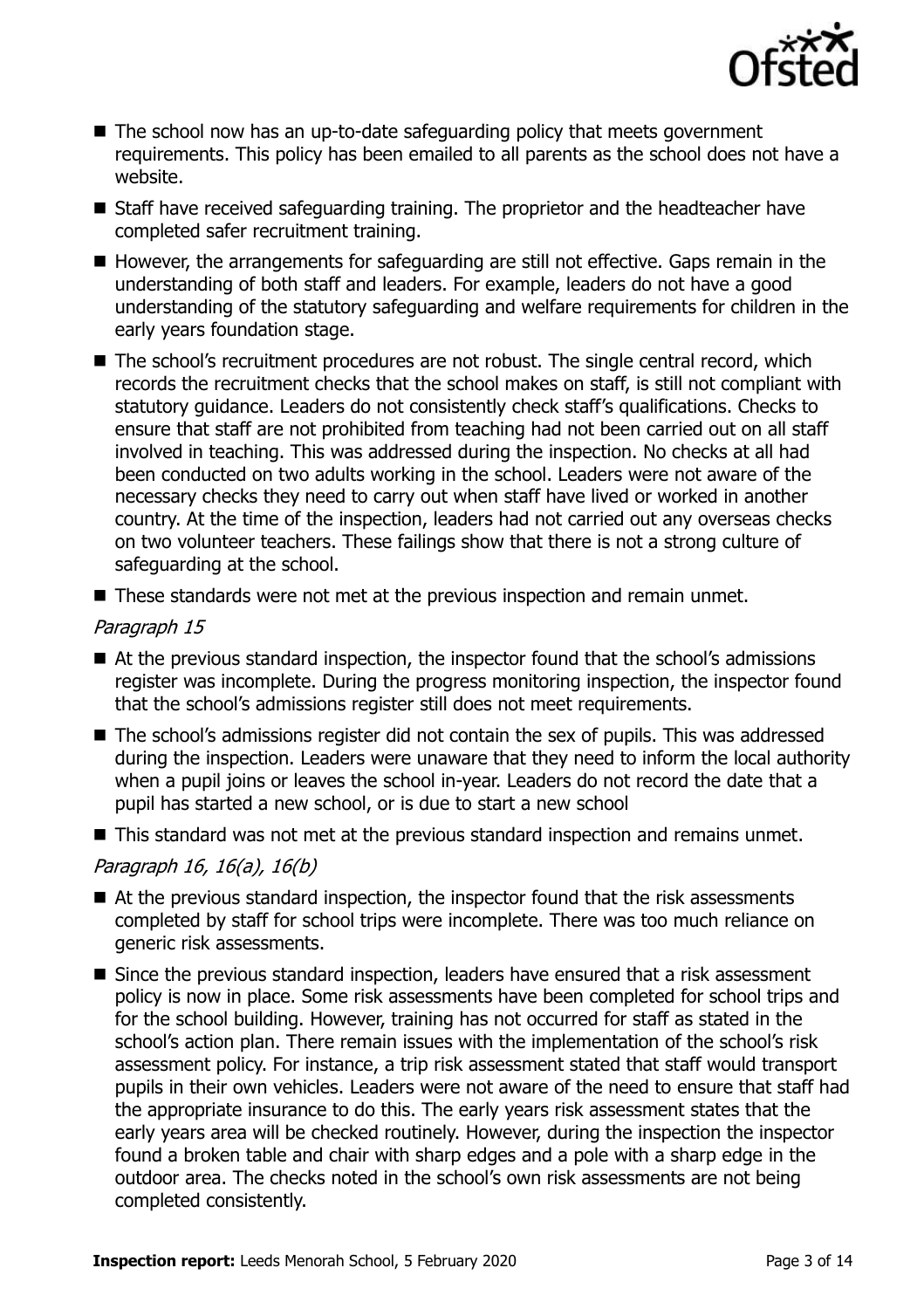- The school now has an up-to-date safeguarding policy that meets government requirements. This policy has been emailed to all parents as the school does not have a website.
- Staff have received safeguarding training. The proprietor and the headteacher have completed safer recruitment training.
- However, the arrangements for safeguarding are still not effective. Gaps remain in the understanding of both staff and leaders. For example, leaders do not have a good understanding of the statutory safeguarding and welfare requirements for children in the early years foundation stage.
- The school's recruitment procedures are not robust. The single central record, which records the recruitment checks that the school makes on staff, is still not compliant with statutory guidance. Leaders do not consistently check staff's qualifications. Checks to ensure that staff are not prohibited from teaching had not been carried out on all staff involved in teaching. This was addressed during the inspection. No checks at all had been conducted on two adults working in the school. Leaders were not aware of the necessary checks they need to carry out when staff have lived or worked in another country. At the time of the inspection, leaders had not carried out any overseas checks on two volunteer teachers. These failings show that there is not a strong culture of safeguarding at the school.
- These standards were not met at the previous inspection and remain unmet.

*Paragraph 15*

- At the previous standard inspection, the inspector found that the school's admissions register was incomplete. During the progress monitoring inspection, the inspector found that the school's admissions register still does not meet requirements.
- The school's admissions register did not contain the sex of pupils. This was addressed during the inspection. Leaders were unaware that they need to inform the local authority when a pupil joins or leaves the school in-year. Leaders do not record the date that a pupil has started a new school, or is due to start a new school
- This standard was not met at the previous standard inspection and remains unmet.

*Paragraph 16, 16(a), 16(b)*

- At the previous standard inspection, the inspector found that the risk assessments completed by staff for school trips were incomplete. There was too much reliance on generic risk assessments.
- Since the previous standard inspection, leaders have ensured that a risk assessment policy is now in place. Some risk assessments have been completed for school trips and for the school building. However, training has not occurred for staff as stated in the school's action plan. There remain issues with the implementation of the school's risk assessment policy. For instance, a trip risk assessment stated that staff would transport pupils in their own vehicles. Leaders were not aware of the need to ensure that staff had the appropriate insurance to do this. The early years risk assessment states that the early years area will be checked routinely. However, during the inspection the inspector found a broken table and chair with sharp edges and a pole with a sharp edge in the outdoor area. The checks noted in the school's own risk assessments are not being completed consistently.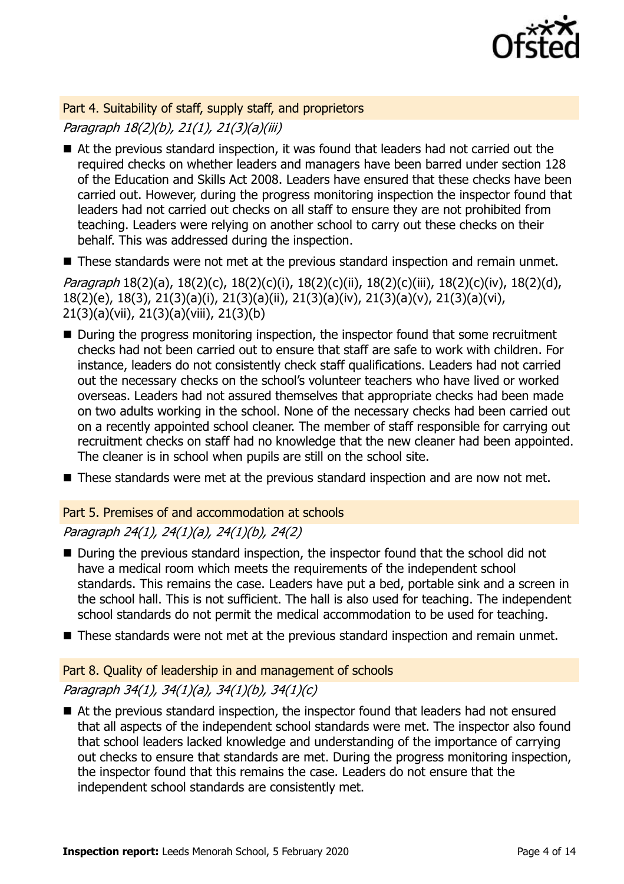## Part 4. Suitability of staff, supply staff, and proprietors

*Paragraph 18(2)(b), 21(1), 21(3)(a)(iii)*

- At the previous standard inspection, it was found that leaders had not carried out the required checks on whether leaders and managers have been barred under section 128 of the Education and Skills Act 2008. Leaders have ensured that these checks have been carried out. However, during the progress monitoring inspection the inspector found that leaders had not carried out checks on all staff to ensure they are not prohibited from teaching. Leaders were relying on another school to carry out these checks on their behalf. This was addressed during the inspection.
- These standards were not met at the previous standard inspection and remain unmet.

*Paragraph* 18(2)(a), 18(2)(c), 18(2)(c)(i), 18(2)(c)(ii), 18(2)(c)(iii), 18(2)(c)(iv), 18(2)(d), 18(2)(e), 18(3), 21(3)(a)(i), 21(3)(a)(ii), 21(3)(a)(iv), 21(3)(a)(v), 21(3)(a)(vi), 21(3)(a)(vii), 21(3)(a)(viii), 21(3)(b)

- During the progress monitoring inspection, the inspector found that some recruitment checks had not been carried out to ensure that staff are safe to work with children. For instance, leaders do not consistently check staff qualifications. Leaders had not carried out the necessary checks on the school's volunteer teachers who have lived or worked overseas. Leaders had not assured themselves that appropriate checks had been made on two adults working in the school. None of the necessary checks had been carried out on a recently appointed school cleaner. The member of staff responsible for carrying out recruitment checks on staff had no knowledge that the new cleaner had been appointed. The cleaner is in school when pupils are still on the school site.
- These standards were met at the previous standard inspection and are now not met.

## Part 5. Premises of and accommodation at schools

*Paragraph 24(1), 24(1)(a), 24(1)(b), 24(2)*

- During the previous standard inspection, the inspector found that the school did not have a medical room which meets the requirements of the independent school standards. This remains the case. Leaders have put a bed, portable sink and a screen in the school hall. This is not sufficient. The hall is also used for teaching. The independent school standards do not permit the medical accommodation to be used for teaching.
- These standards were not met at the previous standard inspection and remain unmet.

## Part 8. Quality of leadership in and management of schools

*Paragraph 34(1), 34(1)(a), 34(1)(b), 34(1)(c)*

- At the previous standard inspection, the inspector found that leaders had not ensured that all aspects of the independent school standards were met. The inspector also found that school leaders lacked knowledge and understanding of the importance of carrying out checks to ensure that standards are met. During the progress monitoring inspection, the inspector found that this remains the case. Leaders do not ensure that the independent school standards are consistently met.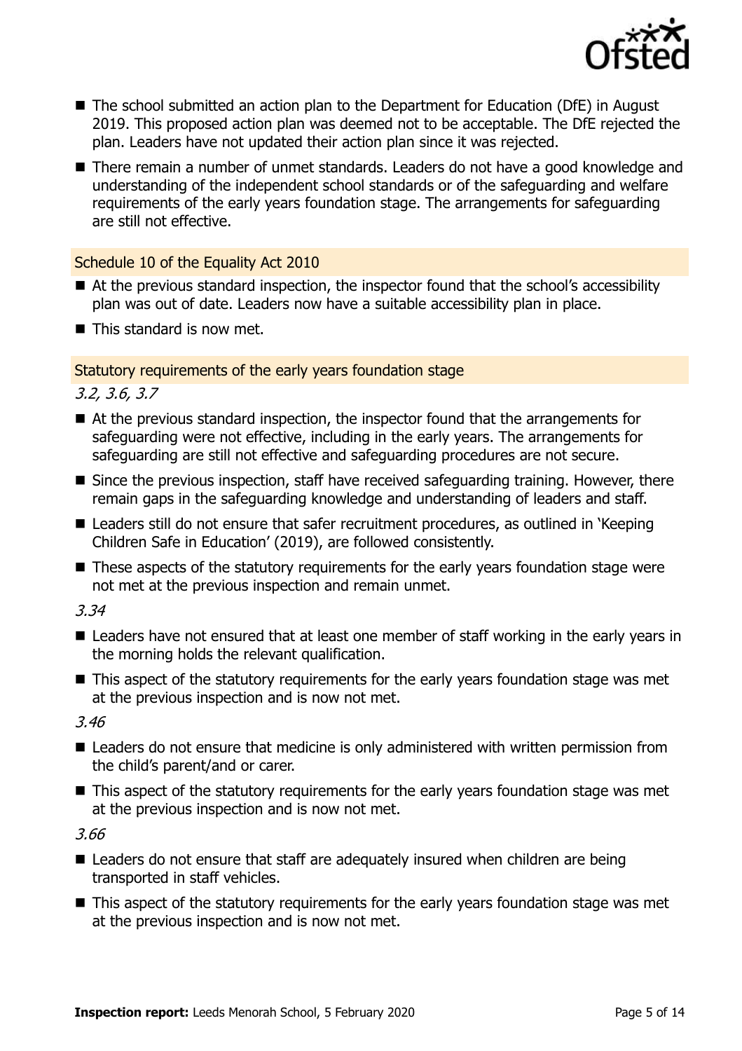- The school submitted an action plan to the Department for Education (DfE) in August 2019. This proposed action plan was deemed not to be acceptable. The DfE rejected the plan. Leaders have not updated their action plan since it was rejected.
- There remain a number of unmet standards. Leaders do not have a good knowledge and understanding of the independent school standards or of the safeguarding and welfare requirements of the early years foundation stage. The arrangements for safeguarding are still not effective.

### Schedule 10 of the Equality Act 2010

- At the previous standard inspection, the inspector found that the school's accessibility plan was out of date. Leaders now have a suitable accessibility plan in place.
- This standard is now met.

### Statutory requirements of the early years foundation stage

*3.2, 3.6, 3.7*

- At the previous standard inspection, the inspector found that the arrangements for safeguarding were not effective, including in the early years. The arrangements for safeguarding are still not effective and safeguarding procedures are not secure.
- Since the previous inspection, staff have received safeguarding training. However, there remain gaps in the safeguarding knowledge and understanding of leaders and staff.
- Leaders still do not ensure that safer recruitment procedures, as outlined in 'Keeping Children Safe in Education' (2019), are followed consistently.
- These aspects of the statutory requirements for the early years foundation stage were not met at the previous inspection and remain unmet.

*3.34*

- Leaders have not ensured that at least one member of staff working in the early years in the morning holds the relevant qualification.
- This aspect of the statutory requirements for the early years foundation stage was met at the previous inspection and is now not met.

*3.46*

- Leaders do not ensure that medicine is only administered with written permission from the child's parent/and or carer.
- This aspect of the statutory requirements for the early years foundation stage was met at the previous inspection and is now not met.

*3.66*

- Leaders do not ensure that staff are adequately insured when children are being transported in staff vehicles.
- This aspect of the statutory requirements for the early years foundation stage was met at the previous inspection and is now not met.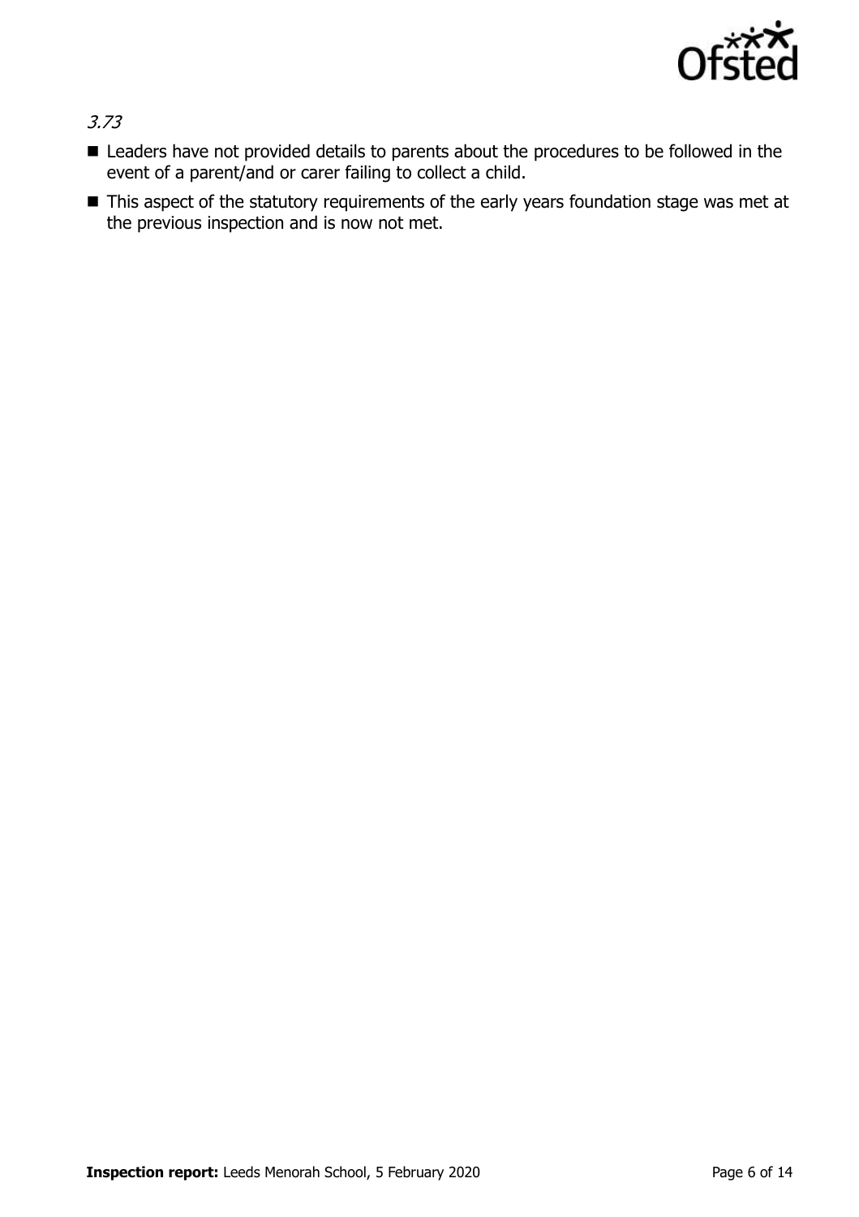*3.73*

- Leaders have not provided details to parents about the procedures to be followed in the event of a parent/and or carer failing to collect a child.
- This aspect of the statutory requirements of the early years foundation stage was met at the previous inspection and is now not met.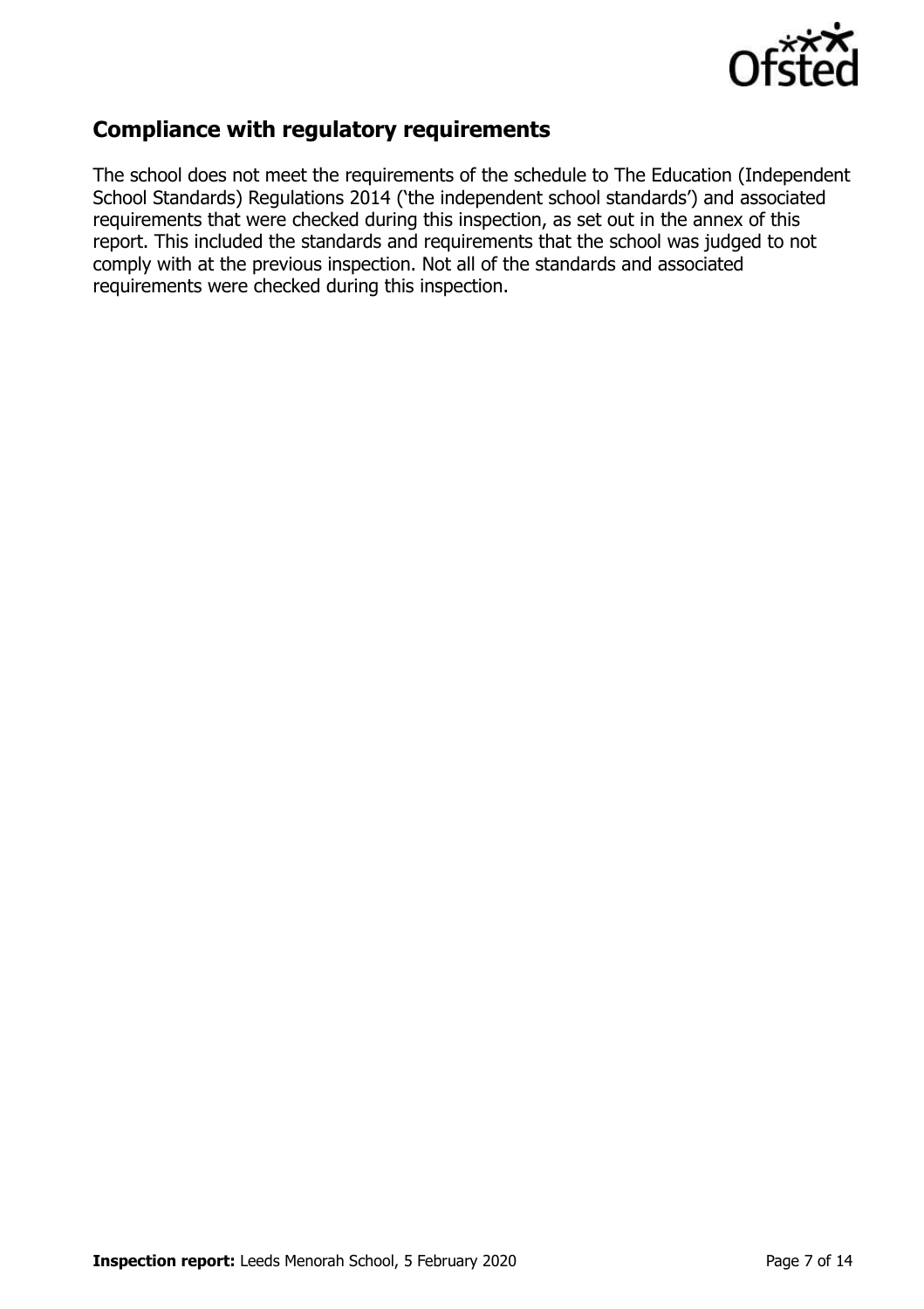## Compliance with regulatory requirements

The school does not meet the requirements of the schedule to The Education (Independent School Standards) Regulations 2014 ('the independent school standards') and associated requirements that were checked during this inspection, as set out in the annex of this report. This included the standards and requirements that the school was judged to not comply with at the previous inspection. Not all of the standards and associated requirements were checked during this inspection.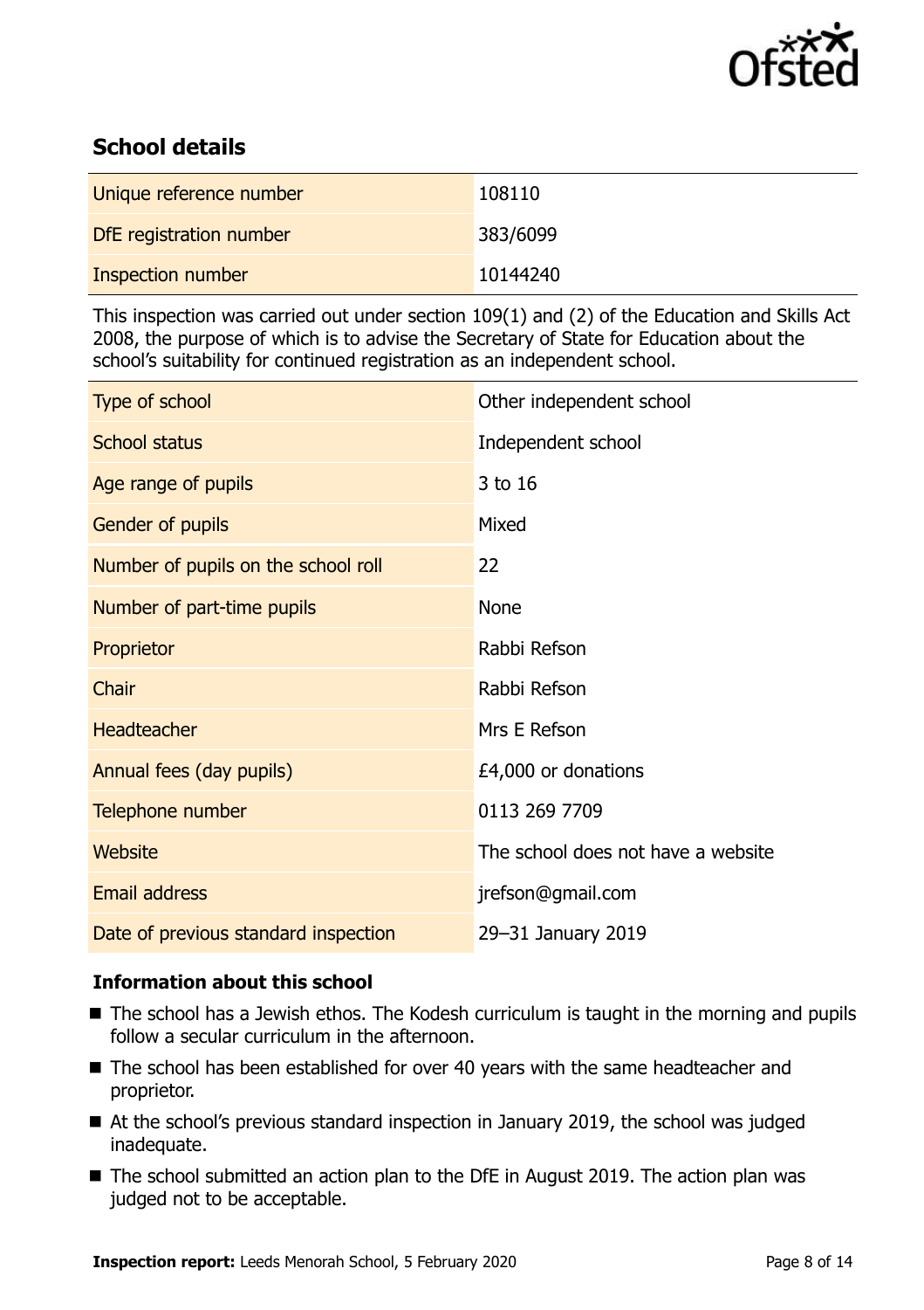## School details

| | |
|---|---|
| Unique reference number | 108110 |
| DfE registration number | 383/6099 |
| Inspection number | 10144240 |

This inspection was carried out under section 109(1) and (2) of the Education and Skills Act 2008, the purpose of which is to advise the Secretary of State for Education about the school's suitability for continued registration as an independent school.

| | |
|---|---|
| Type of school | Other independent school |
| School status | Independent school |
| Age range of pupils | 3 to 16 |
| Gender of pupils | Mixed |
| Number of pupils on the school roll | 22 |
| Number of part-time pupils | None |
| Proprietor | Rabbi Refson |
| Chair | Rabbi Refson |
| Headteacher | Mrs E Refson |
| Annual fees (day pupils) | £4,000 or donations |
| Telephone number | 0113 269 7709 |
| Website | The school does not have a website |
| Email address | jrefson@gmail.com |
| Date of previous standard inspection | 29–31 January 2019 |

### Information about this school

- The school has a Jewish ethos. The Kodesh curriculum is taught in the morning and pupils follow a secular curriculum in the afternoon.
- The school has been established for over 40 years with the same headteacher and proprietor.
- At the school's previous standard inspection in January 2019, the school was judged inadequate.
- The school submitted an action plan to the DfE in August 2019. The action plan was judged not to be acceptable.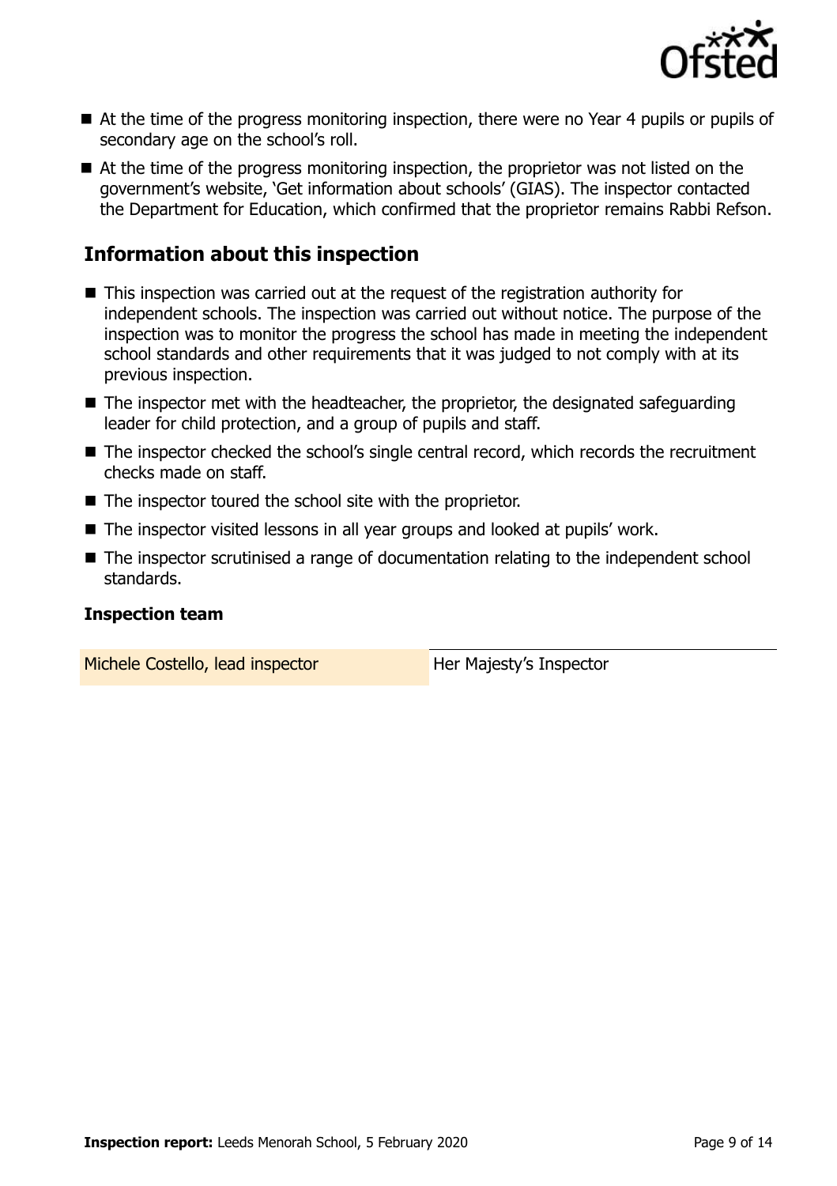- At the time of the progress monitoring inspection, there were no Year 4 pupils or pupils of secondary age on the school's roll.
- At the time of the progress monitoring inspection, the proprietor was not listed on the government's website, 'Get information about schools' (GIAS). The inspector contacted the Department for Education, which confirmed that the proprietor remains Rabbi Refson.

## Information about this inspection

- This inspection was carried out at the request of the registration authority for independent schools. The inspection was carried out without notice. The purpose of the inspection was to monitor the progress the school has made in meeting the independent school standards and other requirements that it was judged to not comply with at its previous inspection.
- The inspector met with the headteacher, the proprietor, the designated safeguarding leader for child protection, and a group of pupils and staff.
- The inspector checked the school's single central record, which records the recruitment checks made on staff.
- The inspector toured the school site with the proprietor.
- The inspector visited lessons in all year groups and looked at pupils' work.
- The inspector scrutinised a range of documentation relating to the independent school standards.

### Inspection team

| | |
|---|---|
| Michele Costello, lead inspector | Her Majesty's Inspector |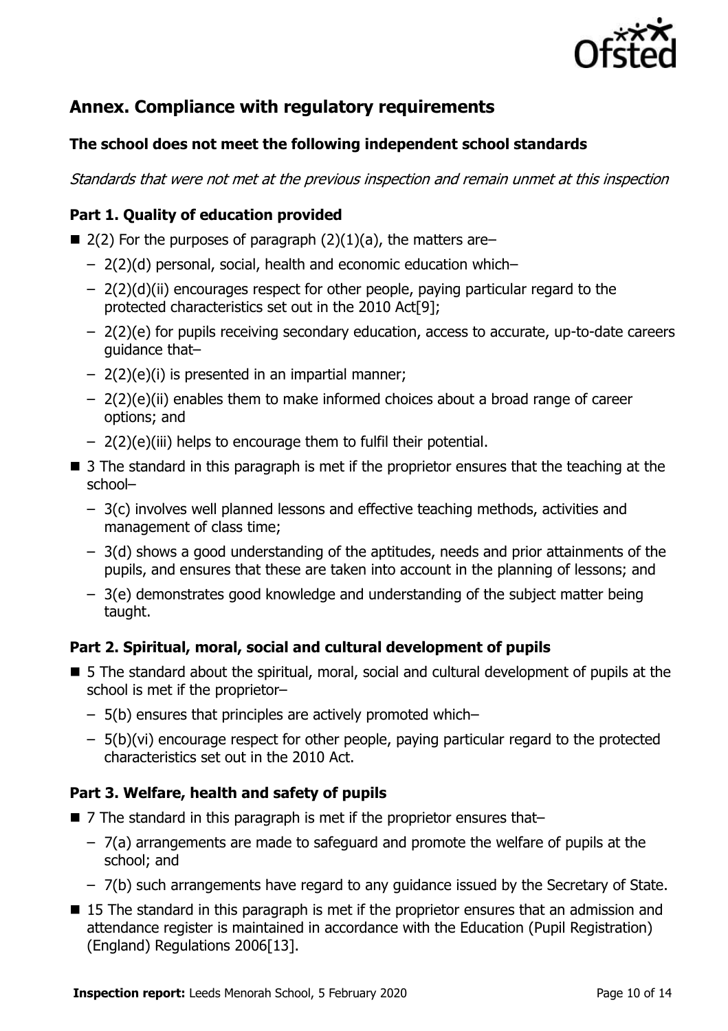## Annex. Compliance with regulatory requirements

### The school does not meet the following independent school standards

*Standards that were not met at the previous inspection and remain unmet at this inspection*

### Part 1. Quality of education provided

- 2(2) For the purposes of paragraph (2)(1)(a), the matters are–
  - 2(2)(d) personal, social, health and economic education which–
  - 2(2)(d)(ii) encourages respect for other people, paying particular regard to the protected characteristics set out in the 2010 Act[9];
  - 2(2)(e) for pupils receiving secondary education, access to accurate, up-to-date careers guidance that–
  - 2(2)(e)(i) is presented in an impartial manner;
  - 2(2)(e)(ii) enables them to make informed choices about a broad range of career options; and
  - 2(2)(e)(iii) helps to encourage them to fulfil their potential.
- 3 The standard in this paragraph is met if the proprietor ensures that the teaching at the school–
  - 3(c) involves well planned lessons and effective teaching methods, activities and management of class time;
  - 3(d) shows a good understanding of the aptitudes, needs and prior attainments of the pupils, and ensures that these are taken into account in the planning of lessons; and
  - 3(e) demonstrates good knowledge and understanding of the subject matter being taught.

### Part 2. Spiritual, moral, social and cultural development of pupils

- 5 The standard about the spiritual, moral, social and cultural development of pupils at the school is met if the proprietor–
  - 5(b) ensures that principles are actively promoted which–
  - 5(b)(vi) encourage respect for other people, paying particular regard to the protected characteristics set out in the 2010 Act.

### Part 3. Welfare, health and safety of pupils

- 7 The standard in this paragraph is met if the proprietor ensures that–
  - 7(a) arrangements are made to safeguard and promote the welfare of pupils at the school; and
  - 7(b) such arrangements have regard to any guidance issued by the Secretary of State.
- 15 The standard in this paragraph is met if the proprietor ensures that an admission and attendance register is maintained in accordance with the Education (Pupil Registration) (England) Regulations 2006[13].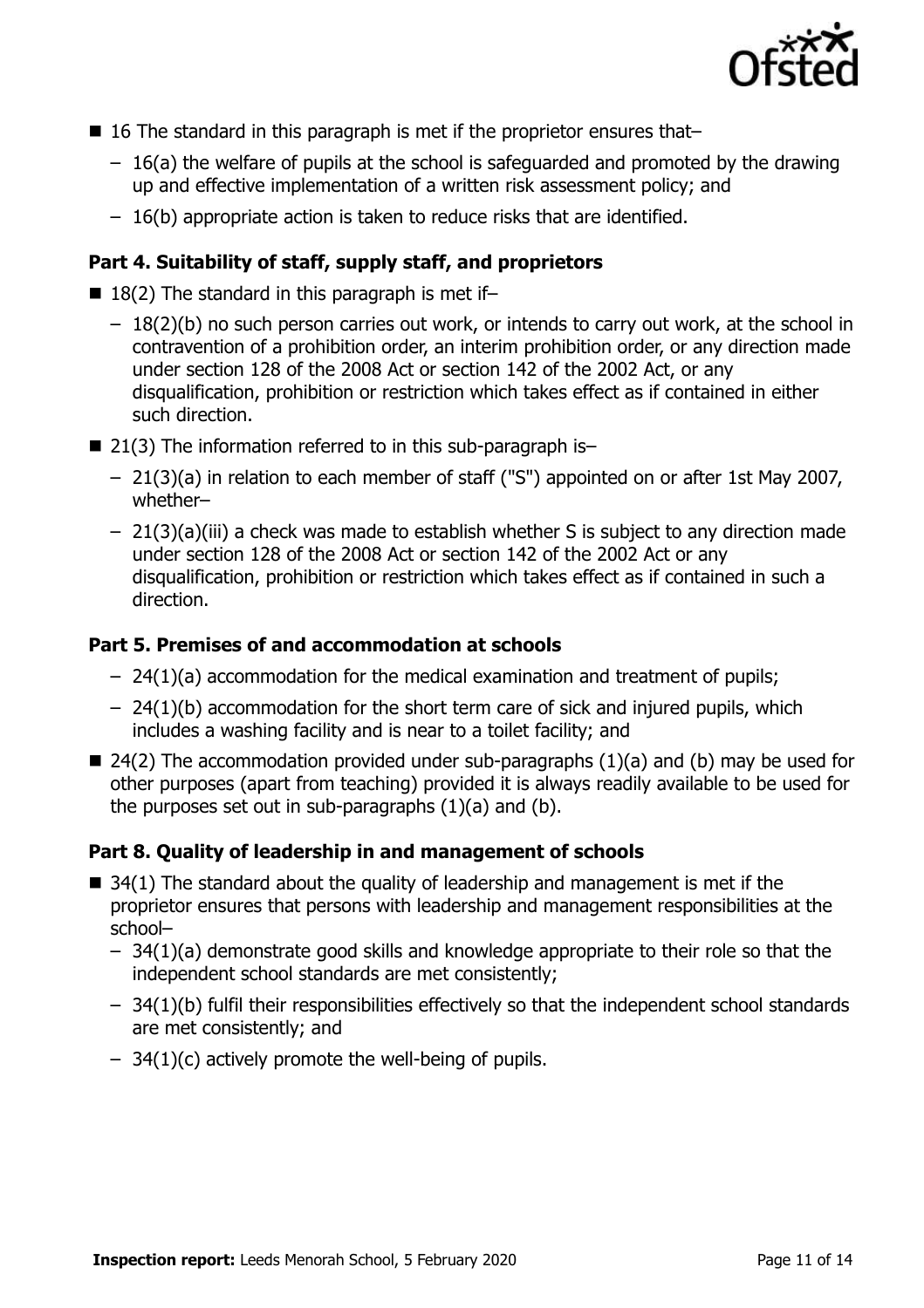- 16 The standard in this paragraph is met if the proprietor ensures that–
  - 16(a) the welfare of pupils at the school is safeguarded and promoted by the drawing up and effective implementation of a written risk assessment policy; and
  - 16(b) appropriate action is taken to reduce risks that are identified.

### Part 4. Suitability of staff, supply staff, and proprietors

- 18(2) The standard in this paragraph is met if–
  - 18(2)(b) no such person carries out work, or intends to carry out work, at the school in contravention of a prohibition order, an interim prohibition order, or any direction made under section 128 of the 2008 Act or section 142 of the 2002 Act, or any disqualification, prohibition or restriction which takes effect as if contained in either such direction.
- 21(3) The information referred to in this sub-paragraph is–
  - 21(3)(a) in relation to each member of staff ("S") appointed on or after 1st May 2007, whether–
  - 21(3)(a)(iii) a check was made to establish whether S is subject to any direction made under section 128 of the 2008 Act or section 142 of the 2002 Act or any disqualification, prohibition or restriction which takes effect as if contained in such a direction.

### Part 5. Premises of and accommodation at schools

  - 24(1)(a) accommodation for the medical examination and treatment of pupils;
  - 24(1)(b) accommodation for the short term care of sick and injured pupils, which includes a washing facility and is near to a toilet facility; and
- 24(2) The accommodation provided under sub-paragraphs (1)(a) and (b) may be used for other purposes (apart from teaching) provided it is always readily available to be used for the purposes set out in sub-paragraphs (1)(a) and (b).

### Part 8. Quality of leadership in and management of schools

- 34(1) The standard about the quality of leadership and management is met if the proprietor ensures that persons with leadership and management responsibilities at the school–
  - 34(1)(a) demonstrate good skills and knowledge appropriate to their role so that the independent school standards are met consistently;
  - 34(1)(b) fulfil their responsibilities effectively so that the independent school standards are met consistently; and
  - 34(1)(c) actively promote the well-being of pupils.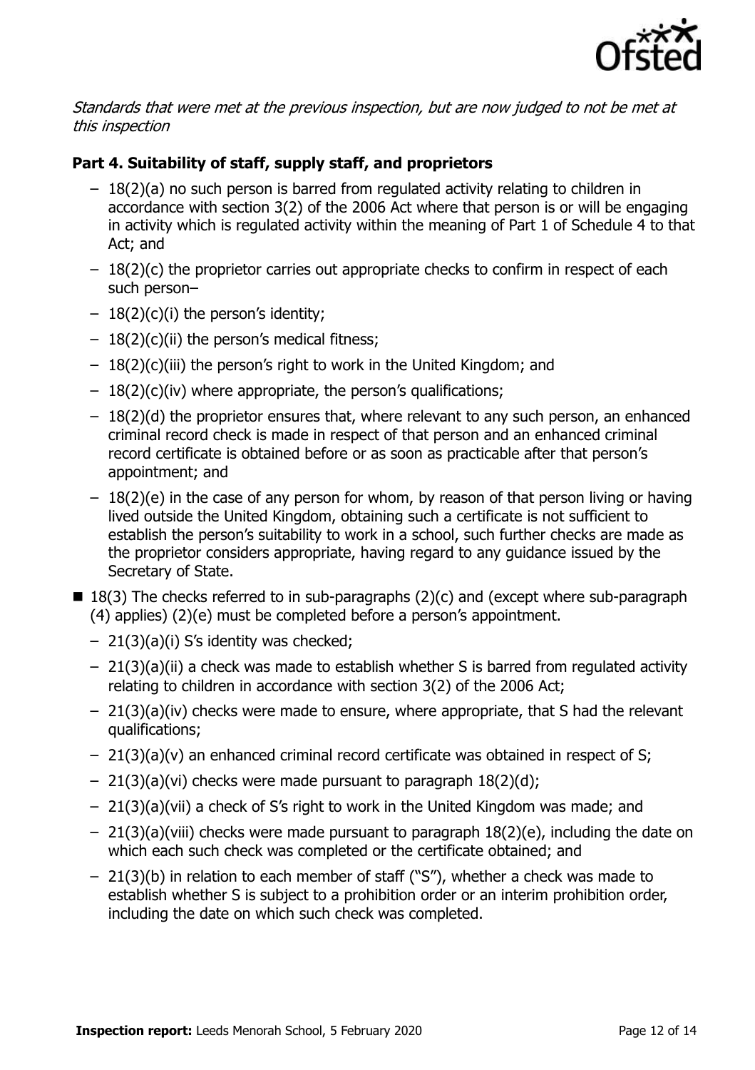*Standards that were met at the previous inspection, but are now judged to not be met at this inspection*

**Part 4. Suitability of staff, supply staff, and proprietors**

- 18(2)(a) no such person is barred from regulated activity relating to children in accordance with section 3(2) of the 2006 Act where that person is or will be engaging in activity which is regulated activity within the meaning of Part 1 of Schedule 4 to that Act; and
- 18(2)(c) the proprietor carries out appropriate checks to confirm in respect of each such person–
- 18(2)(c)(i) the person's identity;
- 18(2)(c)(ii) the person's medical fitness;
- 18(2)(c)(iii) the person's right to work in the United Kingdom; and
- 18(2)(c)(iv) where appropriate, the person's qualifications;
- 18(2)(d) the proprietor ensures that, where relevant to any such person, an enhanced criminal record check is made in respect of that person and an enhanced criminal record certificate is obtained before or as soon as practicable after that person's appointment; and
- 18(2)(e) in the case of any person for whom, by reason of that person living or having lived outside the United Kingdom, obtaining such a certificate is not sufficient to establish the person's suitability to work in a school, such further checks are made as the proprietor considers appropriate, having regard to any guidance issued by the Secretary of State.

- 18(3) The checks referred to in sub-paragraphs (2)(c) and (except where sub-paragraph (4) applies) (2)(e) must be completed before a person's appointment.
  - 21(3)(a)(i) S's identity was checked;
  - 21(3)(a)(ii) a check was made to establish whether S is barred from regulated activity relating to children in accordance with section 3(2) of the 2006 Act;
  - 21(3)(a)(iv) checks were made to ensure, where appropriate, that S had the relevant qualifications;
  - 21(3)(a)(v) an enhanced criminal record certificate was obtained in respect of S;
  - 21(3)(a)(vi) checks were made pursuant to paragraph 18(2)(d);
  - 21(3)(a)(vii) a check of S's right to work in the United Kingdom was made; and
  - 21(3)(a)(viii) checks were made pursuant to paragraph 18(2)(e), including the date on which each such check was completed or the certificate obtained; and
  - 21(3)(b) in relation to each member of staff ("S"), whether a check was made to establish whether S is subject to a prohibition order or an interim prohibition order, including the date on which such check was completed.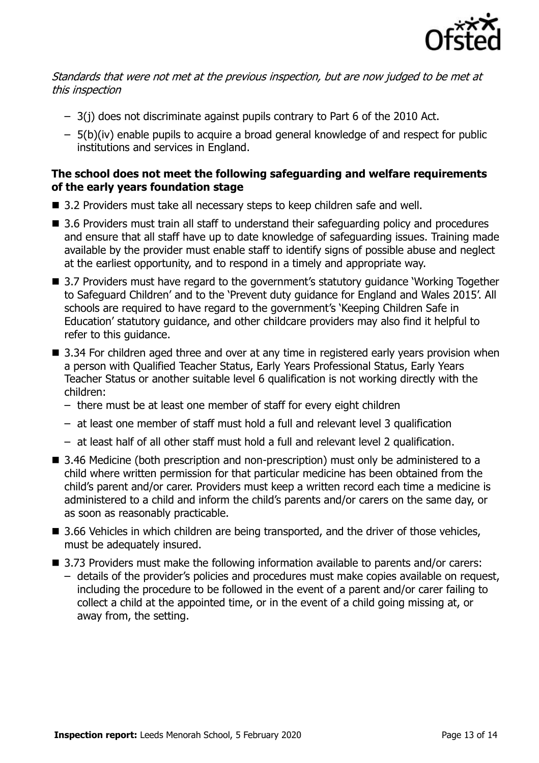*Standards that were not met at the previous inspection, but are now judged to be met at this inspection*

- 3(j) does not discriminate against pupils contrary to Part 6 of the 2010 Act.
- 5(b)(iv) enable pupils to acquire a broad general knowledge of and respect for public institutions and services in England.

**The school does not meet the following safeguarding and welfare requirements of the early years foundation stage**

- 3.2 Providers must take all necessary steps to keep children safe and well.
- 3.6 Providers must train all staff to understand their safeguarding policy and procedures and ensure that all staff have up to date knowledge of safeguarding issues. Training made available by the provider must enable staff to identify signs of possible abuse and neglect at the earliest opportunity, and to respond in a timely and appropriate way.
- 3.7 Providers must have regard to the government's statutory guidance 'Working Together to Safeguard Children' and to the 'Prevent duty guidance for England and Wales 2015'. All schools are required to have regard to the government's 'Keeping Children Safe in Education' statutory guidance, and other childcare providers may also find it helpful to refer to this guidance.
- 3.34 For children aged three and over at any time in registered early years provision when a person with Qualified Teacher Status, Early Years Professional Status, Early Years Teacher Status or another suitable level 6 qualification is not working directly with the children:
  - there must be at least one member of staff for every eight children
  - at least one member of staff must hold a full and relevant level 3 qualification
  - at least half of all other staff must hold a full and relevant level 2 qualification.
- 3.46 Medicine (both prescription and non-prescription) must only be administered to a child where written permission for that particular medicine has been obtained from the child's parent and/or carer. Providers must keep a written record each time a medicine is administered to a child and inform the child's parents and/or carers on the same day, or as soon as reasonably practicable.
- 3.66 Vehicles in which children are being transported, and the driver of those vehicles, must be adequately insured.
- 3.73 Providers must make the following information available to parents and/or carers:
  - details of the provider's policies and procedures must make copies available on request, including the procedure to be followed in the event of a parent and/or carer failing to collect a child at the appointed time, or in the event of a child going missing at, or away from, the setting.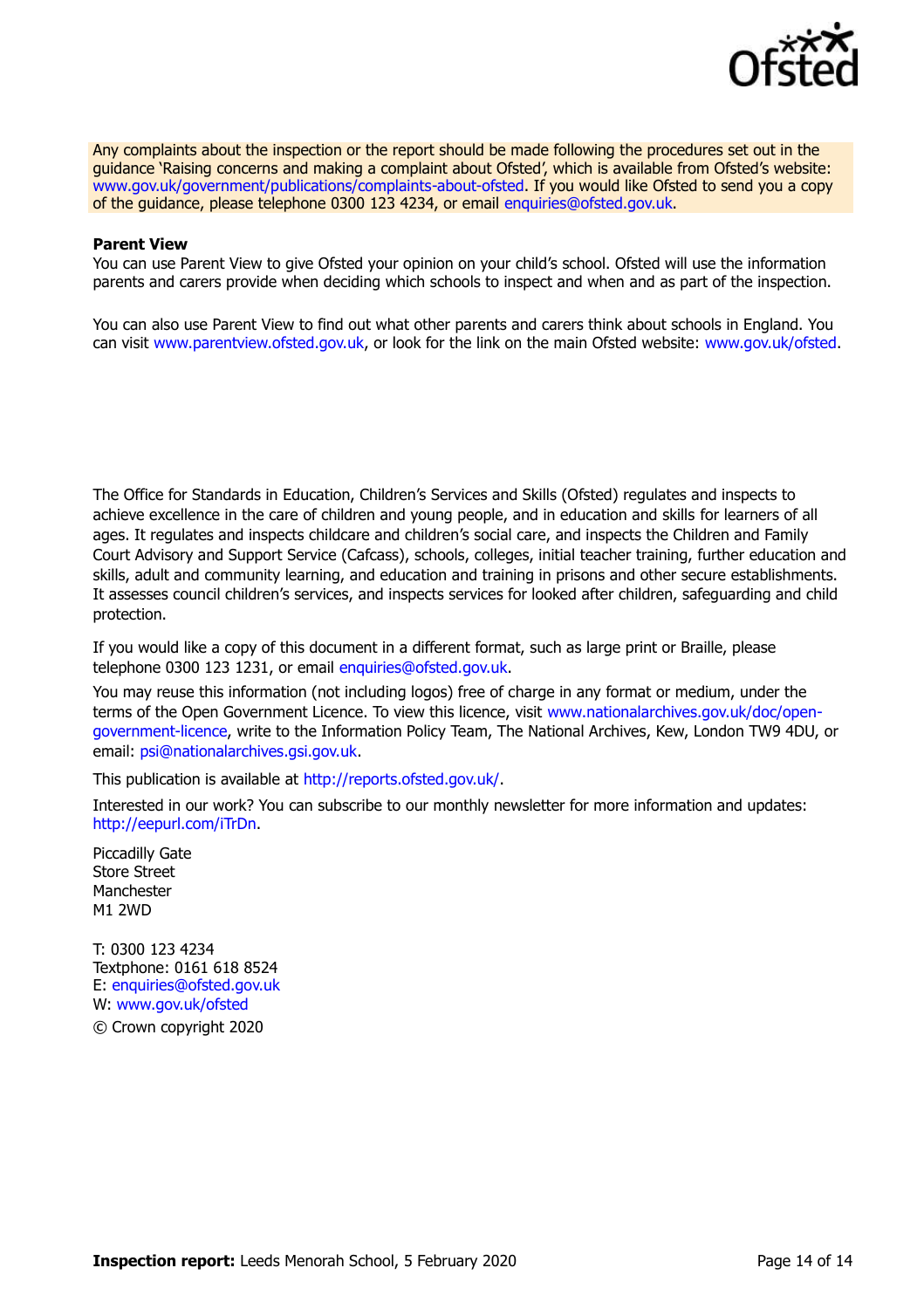Any complaints about the inspection or the report should be made following the procedures set out in the guidance 'Raising concerns and making a complaint about Ofsted', which is available from Ofsted's website: www.gov.uk/government/publications/complaints-about-ofsted. If you would like Ofsted to send you a copy of the guidance, please telephone 0300 123 4234, or email enquiries@ofsted.gov.uk.

**Parent View**

You can use Parent View to give Ofsted your opinion on your child's school. Ofsted will use the information parents and carers provide when deciding which schools to inspect and when and as part of the inspection.

You can also use Parent View to find out what other parents and carers think about schools in England. You can visit www.parentview.ofsted.gov.uk, or look for the link on the main Ofsted website: www.gov.uk/ofsted.

The Office for Standards in Education, Children's Services and Skills (Ofsted) regulates and inspects to achieve excellence in the care of children and young people, and in education and skills for learners of all ages. It regulates and inspects childcare and children's social care, and inspects the Children and Family Court Advisory and Support Service (Cafcass), schools, colleges, initial teacher training, further education and skills, adult and community learning, and education and training in prisons and other secure establishments. It assesses council children's services, and inspects services for looked after children, safeguarding and child protection.

If you would like a copy of this document in a different format, such as large print or Braille, please telephone 0300 123 1231, or email enquiries@ofsted.gov.uk.

You may reuse this information (not including logos) free of charge in any format or medium, under the terms of the Open Government Licence. To view this licence, visit www.nationalarchives.gov.uk/doc/open-government-licence, write to the Information Policy Team, The National Archives, Kew, London TW9 4DU, or email: psi@nationalarchives.gsi.gov.uk.

This publication is available at http://reports.ofsted.gov.uk/.

Interested in our work? You can subscribe to our monthly newsletter for more information and updates: http://eepurl.com/iTrDn.

Piccadilly Gate
Store Street
Manchester
M1 2WD

T: 0300 123 4234
Textphone: 0161 618 8524
E: enquiries@ofsted.gov.uk
W: www.gov.uk/ofsted

© Crown copyright 2020